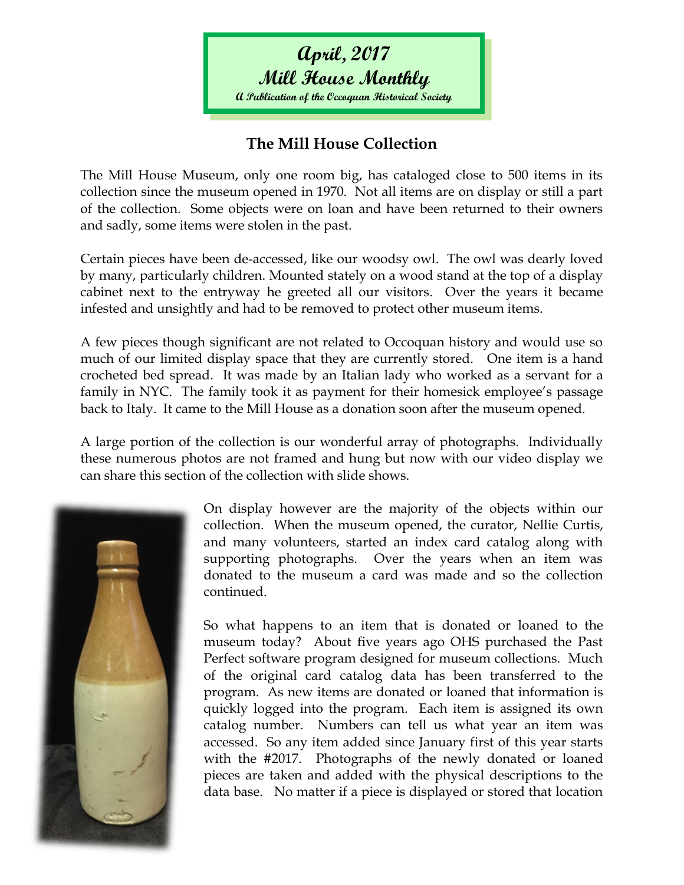**April, 2017**

**Mill House Monthly**

***A Publication of the Occoquan Historical Society***

## The Mill House Collection

The Mill House Museum, only one room big, has cataloged close to 500 items in its collection since the museum opened in 1970. Not all items are on display or still a part of the collection. Some objects were on loan and have been returned to their owners and sadly, some items were stolen in the past.

Certain pieces have been de-accessed, like our woodsy owl. The owl was dearly loved by many, particularly children. Mounted stately on a wood stand at the top of a display cabinet next to the entryway he greeted all our visitors. Over the years it became infested and unsightly and had to be removed to protect other museum items.

A few pieces though significant are not related to Occoquan history and would use so much of our limited display space that they are currently stored. One item is a hand crocheted bed spread. It was made by an Italian lady who worked as a servant for a family in NYC. The family took it as payment for their homesick employee's passage back to Italy. It came to the Mill House as a donation soon after the museum opened.

A large portion of the collection is our wonderful array of photographs. Individually these numerous photos are not framed and hung but now with our video display we can share this section of the collection with slide shows.

On display however are the majority of the objects within our collection. When the museum opened, the curator, Nellie Curtis, and many volunteers, started an index card catalog along with supporting photographs. Over the years when an item was donated to the museum a card was made and so the collection continued.

So what happens to an item that is donated or loaned to the museum today? About five years ago OHS purchased the Past Perfect software program designed for museum collections. Much of the original card catalog data has been transferred to the program. As new items are donated or loaned that information is quickly logged into the program. Each item is assigned its own catalog number. Numbers can tell us what year an item was accessed. So any item added since January first of this year starts with the #2017. Photographs of the newly donated or loaned pieces are taken and added with the physical descriptions to the data base. No matter if a piece is displayed or stored that location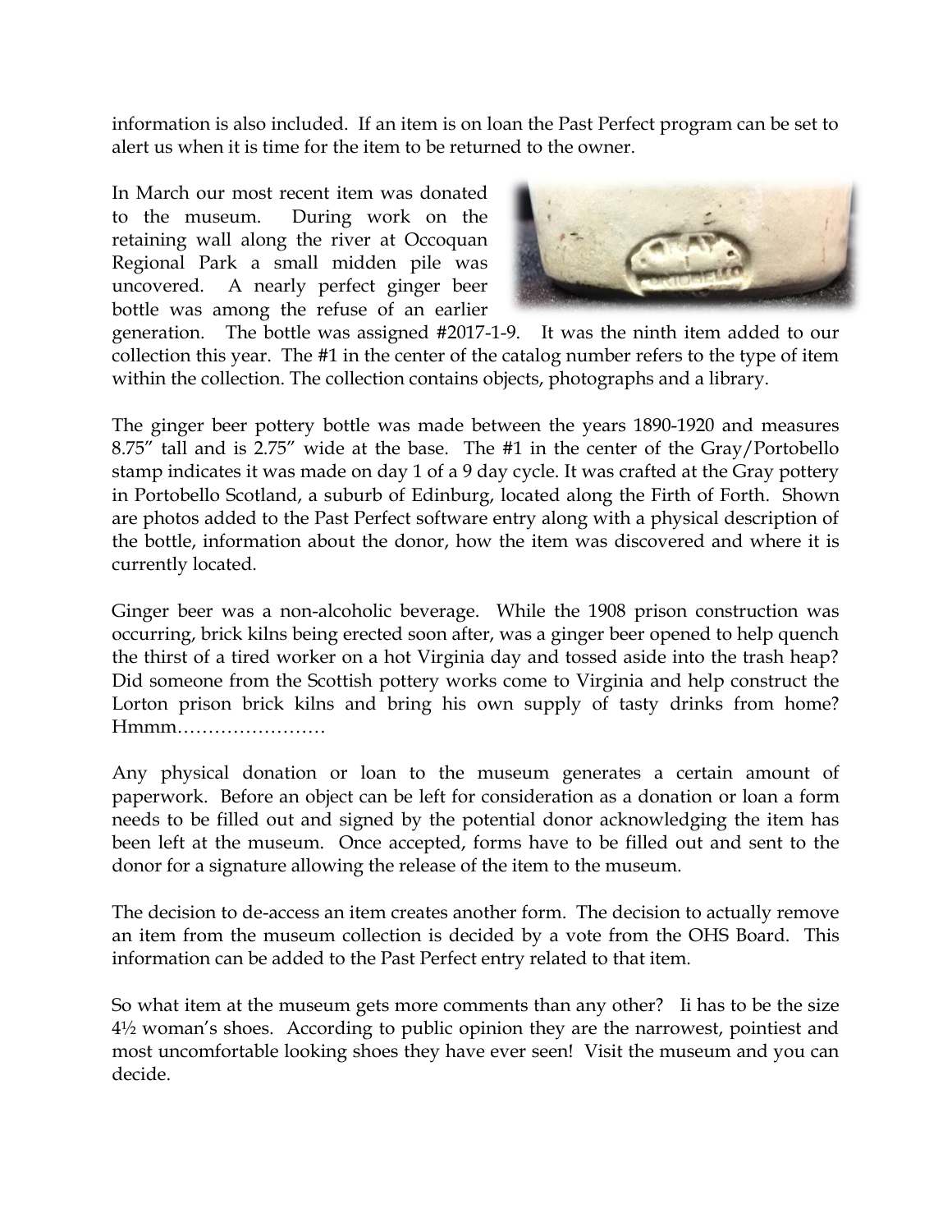information is also included. If an item is on loan the Past Perfect program can be set to alert us when it is time for the item to be returned to the owner.

In March our most recent item was donated to the museum. During work on the retaining wall along the river at Occoquan Regional Park a small midden pile was uncovered. A nearly perfect ginger beer bottle was among the refuse of an earlier generation. The bottle was assigned #2017-1-9. It was the ninth item added to our collection this year. The #1 in the center of the catalog number refers to the type of item within the collection. The collection contains objects, photographs and a library.

The ginger beer pottery bottle was made between the years 1890-1920 and measures 8.75" tall and is 2.75" wide at the base. The #1 in the center of the Gray/Portobello stamp indicates it was made on day 1 of a 9 day cycle. It was crafted at the Gray pottery in Portobello Scotland, a suburb of Edinburg, located along the Firth of Forth. Shown are photos added to the Past Perfect software entry along with a physical description of the bottle, information about the donor, how the item was discovered and where it is currently located.

Ginger beer was a non-alcoholic beverage. While the 1908 prison construction was occurring, brick kilns being erected soon after, was a ginger beer opened to help quench the thirst of a tired worker on a hot Virginia day and tossed aside into the trash heap? Did someone from the Scottish pottery works come to Virginia and help construct the Lorton prison brick kilns and bring his own supply of tasty drinks from home? Hmmm……………………

Any physical donation or loan to the museum generates a certain amount of paperwork. Before an object can be left for consideration as a donation or loan a form needs to be filled out and signed by the potential donor acknowledging the item has been left at the museum. Once accepted, forms have to be filled out and sent to the donor for a signature allowing the release of the item to the museum.

The decision to de-access an item creates another form. The decision to actually remove an item from the museum collection is decided by a vote from the OHS Board. This information can be added to the Past Perfect entry related to that item.

So what item at the museum gets more comments than any other? Ii has to be the size 4½ woman's shoes. According to public opinion they are the narrowest, pointiest and most uncomfortable looking shoes they have ever seen! Visit the museum and you can decide.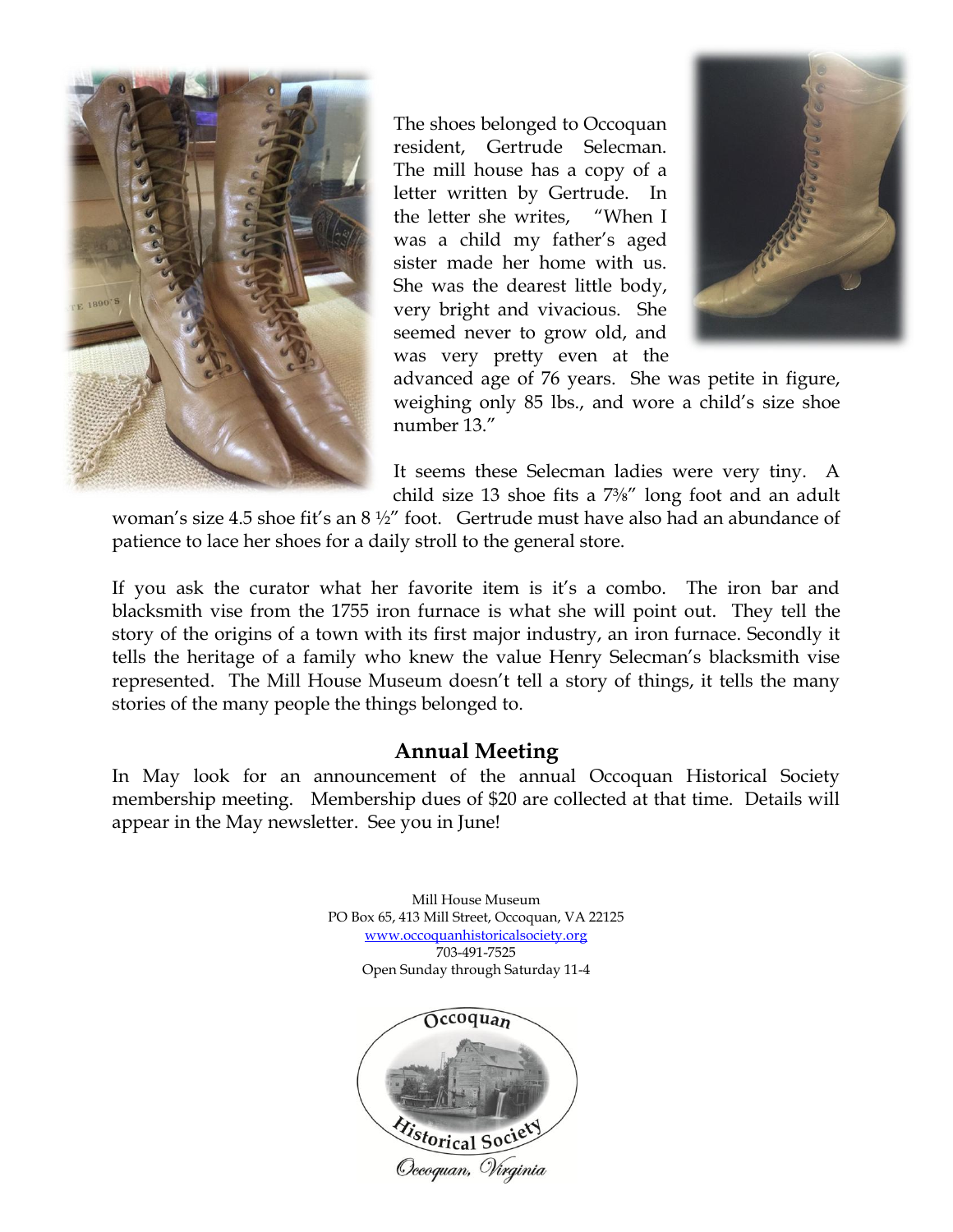The shoes belonged to Occoquan resident, Gertrude Selecman. The mill house has a copy of a letter written by Gertrude. In the letter she writes, "When I was a child my father's aged sister made her home with us. She was the dearest little body, very bright and vivacious. She seemed never to grow old, and was very pretty even at the advanced age of 76 years. She was petite in figure, weighing only 85 lbs., and wore a child's size shoe number 13."

It seems these Selecman ladies were very tiny. A child size 13 shoe fits a 7⅜" long foot and an adult woman's size 4.5 shoe fit's an 8 ½" foot. Gertrude must have also had an abundance of patience to lace her shoes for a daily stroll to the general store.

If you ask the curator what her favorite item is it's a combo. The iron bar and blacksmith vise from the 1755 iron furnace is what she will point out. They tell the story of the origins of a town with its first major industry, an iron furnace. Secondly it tells the heritage of a family who knew the value Henry Selecman's blacksmith vise represented. The Mill House Museum doesn't tell a story of things, it tells the many stories of the many people the things belonged to.

## Annual Meeting

In May look for an announcement of the annual Occoquan Historical Society membership meeting. Membership dues of $20 are collected at that time. Details will appear in the May newsletter. See you in June!

Mill House Museum
PO Box 65, 413 Mill Street, Occoquan, VA 22125
www.occoquanhistoricalsociety.org
703-491-7525
Open Sunday through Saturday 11-4

Occoquan Historical Society
Occoquan, Virginia